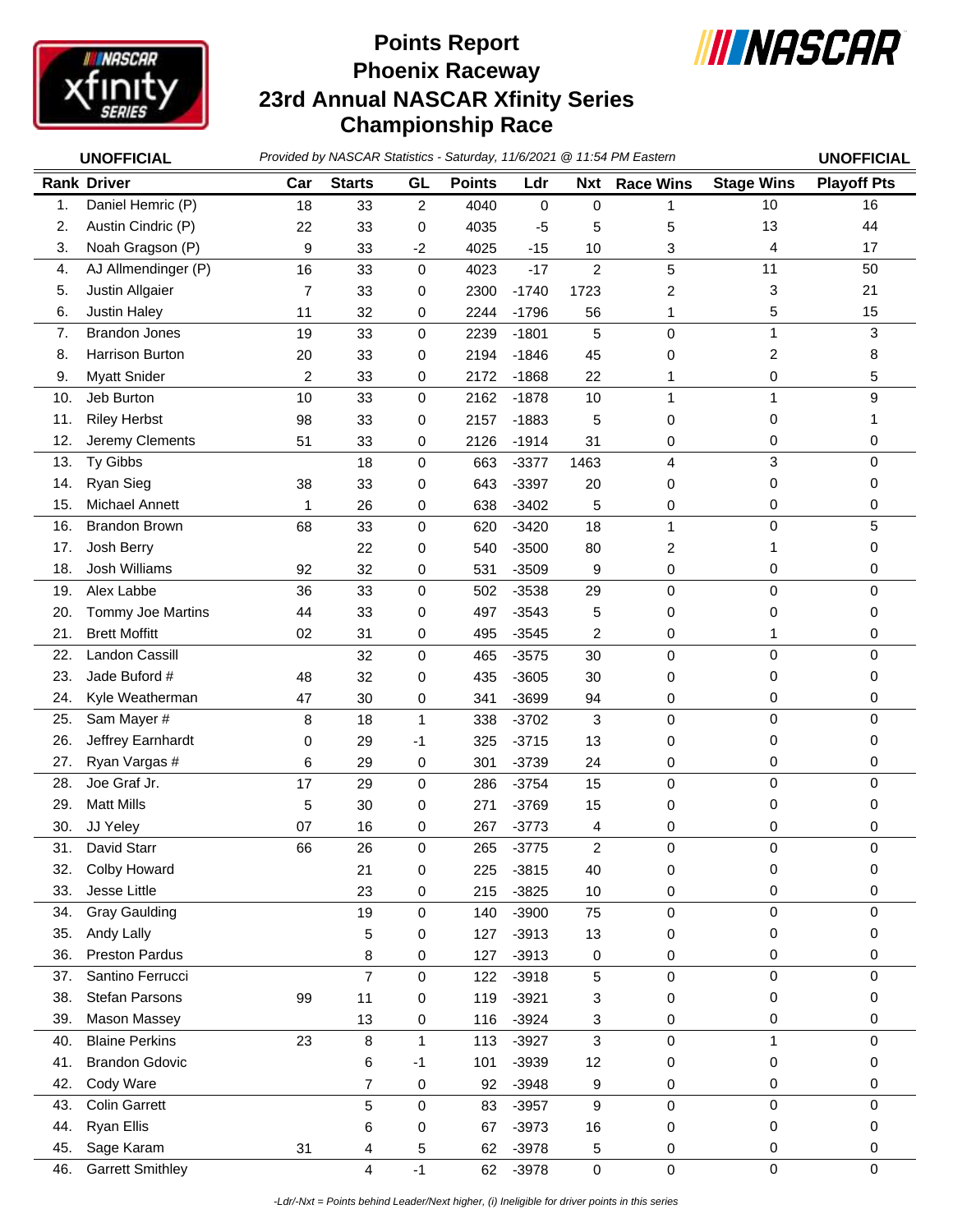# Points Report
# Phoenix Raceway
# 23rd Annual NASCAR Xfinity Series
# Championship Race

**UNOFFICIAL** *Provided by NASCAR Statistics - Saturday, 11/6/2021 @ 11:54 PM Eastern* **UNOFFICIAL**

| Rank | Driver | Car | Starts | GL | Points | Ldr | Nxt | Race Wins | Stage Wins | Playoff Pts |
|---|---|---|---|---|---|---|---|---|---|---|
| 1. | Daniel Hemric (P) | 18 | 33 | 2 | 4040 | 0 | 0 | 1 | 10 | 16 |
| 2. | Austin Cindric (P) | 22 | 33 | 0 | 4035 | -5 | 5 | 5 | 13 | 44 |
| 3. | Noah Gragson (P) | 9 | 33 | -2 | 4025 | -15 | 10 | 3 | 4 | 17 |
| 4. | AJ Allmendinger (P) | 16 | 33 | 0 | 4023 | -17 | 2 | 5 | 11 | 50 |
| 5. | Justin Allgaier | 7 | 33 | 0 | 2300 | -1740 | 1723 | 2 | 3 | 21 |
| 6. | Justin Haley | 11 | 32 | 0 | 2244 | -1796 | 56 | 1 | 5 | 15 |
| 7. | Brandon Jones | 19 | 33 | 0 | 2239 | -1801 | 5 | 0 | 1 | 3 |
| 8. | Harrison Burton | 20 | 33 | 0 | 2194 | -1846 | 45 | 0 | 2 | 8 |
| 9. | Myatt Snider | 2 | 33 | 0 | 2172 | -1868 | 22 | 1 | 0 | 5 |
| 10. | Jeb Burton | 10 | 33 | 0 | 2162 | -1878 | 10 | 1 | 1 | 9 |
| 11. | Riley Herbst | 98 | 33 | 0 | 2157 | -1883 | 5 | 0 | 0 | 1 |
| 12. | Jeremy Clements | 51 | 33 | 0 | 2126 | -1914 | 31 | 0 | 0 | 0 |
| 13. | Ty Gibbs | | 18 | 0 | 663 | -3377 | 1463 | 4 | 3 | 0 |
| 14. | Ryan Sieg | 38 | 33 | 0 | 643 | -3397 | 20 | 0 | 0 | 0 |
| 15. | Michael Annett | 1 | 26 | 0 | 638 | -3402 | 5 | 0 | 0 | 0 |
| 16. | Brandon Brown | 68 | 33 | 0 | 620 | -3420 | 18 | 1 | 0 | 5 |
| 17. | Josh Berry | | 22 | 0 | 540 | -3500 | 80 | 2 | 1 | 0 |
| 18. | Josh Williams | 92 | 32 | 0 | 531 | -3509 | 9 | 0 | 0 | 0 |
| 19. | Alex Labbe | 36 | 33 | 0 | 502 | -3538 | 29 | 0 | 0 | 0 |
| 20. | Tommy Joe Martins | 44 | 33 | 0 | 497 | -3543 | 5 | 0 | 0 | 0 |
| 21. | Brett Moffitt | 02 | 31 | 0 | 495 | -3545 | 2 | 0 | 1 | 0 |
| 22. | Landon Cassill | | 32 | 0 | 465 | -3575 | 30 | 0 | 0 | 0 |
| 23. | Jade Buford # | 48 | 32 | 0 | 435 | -3605 | 30 | 0 | 0 | 0 |
| 24. | Kyle Weatherman | 47 | 30 | 0 | 341 | -3699 | 94 | 0 | 0 | 0 |
| 25. | Sam Mayer # | 8 | 18 | 1 | 338 | -3702 | 3 | 0 | 0 | 0 |
| 26. | Jeffrey Earnhardt | 0 | 29 | -1 | 325 | -3715 | 13 | 0 | 0 | 0 |
| 27. | Ryan Vargas # | 6 | 29 | 0 | 301 | -3739 | 24 | 0 | 0 | 0 |
| 28. | Joe Graf Jr. | 17 | 29 | 0 | 286 | -3754 | 15 | 0 | 0 | 0 |
| 29. | Matt Mills | 5 | 30 | 0 | 271 | -3769 | 15 | 0 | 0 | 0 |
| 30. | JJ Yeley | 07 | 16 | 0 | 267 | -3773 | 4 | 0 | 0 | 0 |
| 31. | David Starr | 66 | 26 | 0 | 265 | -3775 | 2 | 0 | 0 | 0 |
| 32. | Colby Howard | | 21 | 0 | 225 | -3815 | 40 | 0 | 0 | 0 |
| 33. | Jesse Little | | 23 | 0 | 215 | -3825 | 10 | 0 | 0 | 0 |
| 34. | Gray Gaulding | | 19 | 0 | 140 | -3900 | 75 | 0 | 0 | 0 |
| 35. | Andy Lally | | 5 | 0 | 127 | -3913 | 13 | 0 | 0 | 0 |
| 36. | Preston Pardus | | 8 | 0 | 127 | -3913 | 0 | 0 | 0 | 0 |
| 37. | Santino Ferrucci | | 7 | 0 | 122 | -3918 | 5 | 0 | 0 | 0 |
| 38. | Stefan Parsons | 99 | 11 | 0 | 119 | -3921 | 3 | 0 | 0 | 0 |
| 39. | Mason Massey | | 13 | 0 | 116 | -3924 | 3 | 0 | 0 | 0 |
| 40. | Blaine Perkins | 23 | 8 | 1 | 113 | -3927 | 3 | 0 | 1 | 0 |
| 41. | Brandon Gdovic | | 6 | -1 | 101 | -3939 | 12 | 0 | 0 | 0 |
| 42. | Cody Ware | | 7 | 0 | 92 | -3948 | 9 | 0 | 0 | 0 |
| 43. | Colin Garrett | | 5 | 0 | 83 | -3957 | 9 | 0 | 0 | 0 |
| 44. | Ryan Ellis | | 6 | 0 | 67 | -3973 | 16 | 0 | 0 | 0 |
| 45. | Sage Karam | 31 | 4 | 5 | 62 | -3978 | 5 | 0 | 0 | 0 |
| 46. | Garrett Smithley | | 4 | -1 | 62 | -3978 | 0 | 0 | 0 | 0 |

*-Ldr/-Nxt = Points behind Leader/Next higher, (i) Ineligible for driver points in this series*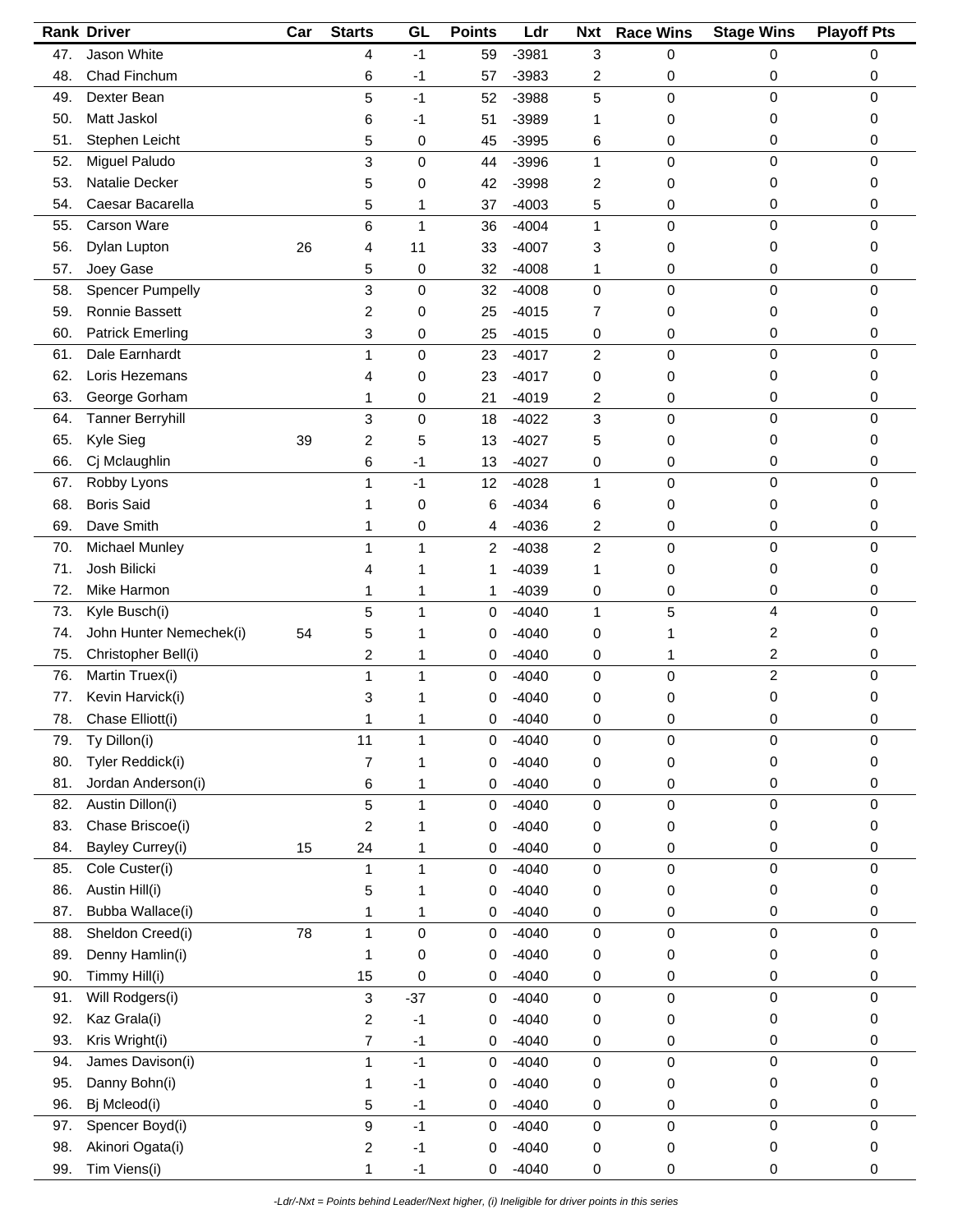| Rank | Driver | Car | Starts | GL | Points | Ldr | Nxt | Race Wins | Stage Wins | Playoff Pts |
|---|---|---|---|---|---|---|---|---|---|---|
| 47. | Jason White | | 4 | -1 | 59 | -3981 | 3 | 0 | 0 | 0 |
| 48. | Chad Finchum | | 6 | -1 | 57 | -3983 | 2 | 0 | 0 | 0 |
| 49. | Dexter Bean | | 5 | -1 | 52 | -3988 | 5 | 0 | 0 | 0 |
| 50. | Matt Jaskol | | 6 | -1 | 51 | -3989 | 1 | 0 | 0 | 0 |
| 51. | Stephen Leicht | | 5 | 0 | 45 | -3995 | 6 | 0 | 0 | 0 |
| 52. | Miguel Paludo | | 3 | 0 | 44 | -3996 | 1 | 0 | 0 | 0 |
| 53. | Natalie Decker | | 5 | 0 | 42 | -3998 | 2 | 0 | 0 | 0 |
| 54. | Caesar Bacarella | | 5 | 1 | 37 | -4003 | 5 | 0 | 0 | 0 |
| 55. | Carson Ware | | 6 | 1 | 36 | -4004 | 1 | 0 | 0 | 0 |
| 56. | Dylan Lupton | 26 | 4 | 11 | 33 | -4007 | 3 | 0 | 0 | 0 |
| 57. | Joey Gase | | 5 | 0 | 32 | -4008 | 1 | 0 | 0 | 0 |
| 58. | Spencer Pumpelly | | 3 | 0 | 32 | -4008 | 0 | 0 | 0 | 0 |
| 59. | Ronnie Bassett | | 2 | 0 | 25 | -4015 | 7 | 0 | 0 | 0 |
| 60. | Patrick Emerling | | 3 | 0 | 25 | -4015 | 0 | 0 | 0 | 0 |
| 61. | Dale Earnhardt | | 1 | 0 | 23 | -4017 | 2 | 0 | 0 | 0 |
| 62. | Loris Hezemans | | 4 | 0 | 23 | -4017 | 0 | 0 | 0 | 0 |
| 63. | George Gorham | | 1 | 0 | 21 | -4019 | 2 | 0 | 0 | 0 |
| 64. | Tanner Berryhill | | 3 | 0 | 18 | -4022 | 3 | 0 | 0 | 0 |
| 65. | Kyle Sieg | 39 | 2 | 5 | 13 | -4027 | 5 | 0 | 0 | 0 |
| 66. | Cj Mclaughlin | | 6 | -1 | 13 | -4027 | 0 | 0 | 0 | 0 |
| 67. | Robby Lyons | | 1 | -1 | 12 | -4028 | 1 | 0 | 0 | 0 |
| 68. | Boris Said | | 1 | 0 | 6 | -4034 | 6 | 0 | 0 | 0 |
| 69. | Dave Smith | | 1 | 0 | 4 | -4036 | 2 | 0 | 0 | 0 |
| 70. | Michael Munley | | 1 | 1 | 2 | -4038 | 2 | 0 | 0 | 0 |
| 71. | Josh Bilicki | | 4 | 1 | 1 | -4039 | 1 | 0 | 0 | 0 |
| 72. | Mike Harmon | | 1 | 1 | 1 | -4039 | 0 | 0 | 0 | 0 |
| 73. | Kyle Busch(i) | | 5 | 1 | 0 | -4040 | 1 | 5 | 4 | 0 |
| 74. | John Hunter Nemechek(i) | 54 | 5 | 1 | 0 | -4040 | 0 | 1 | 2 | 0 |
| 75. | Christopher Bell(i) | | 2 | 1 | 0 | -4040 | 0 | 1 | 2 | 0 |
| 76. | Martin Truex(i) | | 1 | 1 | 0 | -4040 | 0 | 0 | 2 | 0 |
| 77. | Kevin Harvick(i) | | 3 | 1 | 0 | -4040 | 0 | 0 | 0 | 0 |
| 78. | Chase Elliott(i) | | 1 | 1 | 0 | -4040 | 0 | 0 | 0 | 0 |
| 79. | Ty Dillon(i) | | 11 | 1 | 0 | -4040 | 0 | 0 | 0 | 0 |
| 80. | Tyler Reddick(i) | | 7 | 1 | 0 | -4040 | 0 | 0 | 0 | 0 |
| 81. | Jordan Anderson(i) | | 6 | 1 | 0 | -4040 | 0 | 0 | 0 | 0 |
| 82. | Austin Dillon(i) | | 5 | 1 | 0 | -4040 | 0 | 0 | 0 | 0 |
| 83. | Chase Briscoe(i) | | 2 | 1 | 0 | -4040 | 0 | 0 | 0 | 0 |
| 84. | Bayley Currey(i) | 15 | 24 | 1 | 0 | -4040 | 0 | 0 | 0 | 0 |
| 85. | Cole Custer(i) | | 1 | 1 | 0 | -4040 | 0 | 0 | 0 | 0 |
| 86. | Austin Hill(i) | | 5 | 1 | 0 | -4040 | 0 | 0 | 0 | 0 |
| 87. | Bubba Wallace(i) | | 1 | 1 | 0 | -4040 | 0 | 0 | 0 | 0 |
| 88. | Sheldon Creed(i) | 78 | 1 | 0 | 0 | -4040 | 0 | 0 | 0 | 0 |
| 89. | Denny Hamlin(i) | | 1 | 0 | 0 | -4040 | 0 | 0 | 0 | 0 |
| 90. | Timmy Hill(i) | | 15 | 0 | 0 | -4040 | 0 | 0 | 0 | 0 |
| 91. | Will Rodgers(i) | | 3 | -37 | 0 | -4040 | 0 | 0 | 0 | 0 |
| 92. | Kaz Grala(i) | | 2 | -1 | 0 | -4040 | 0 | 0 | 0 | 0 |
| 93. | Kris Wright(i) | | 7 | -1 | 0 | -4040 | 0 | 0 | 0 | 0 |
| 94. | James Davison(i) | | 1 | -1 | 0 | -4040 | 0 | 0 | 0 | 0 |
| 95. | Danny Bohn(i) | | 1 | -1 | 0 | -4040 | 0 | 0 | 0 | 0 |
| 96. | Bj Mcleod(i) | | 5 | -1 | 0 | -4040 | 0 | 0 | 0 | 0 |
| 97. | Spencer Boyd(i) | | 9 | -1 | 0 | -4040 | 0 | 0 | 0 | 0 |
| 98. | Akinori Ogata(i) | | 2 | -1 | 0 | -4040 | 0 | 0 | 0 | 0 |
| 99. | Tim Viens(i) | | 1 | -1 | 0 | -4040 | 0 | 0 | 0 | 0 |

*-Ldr/-Nxt = Points behind Leader/Next higher, (i) Ineligible for driver points in this series*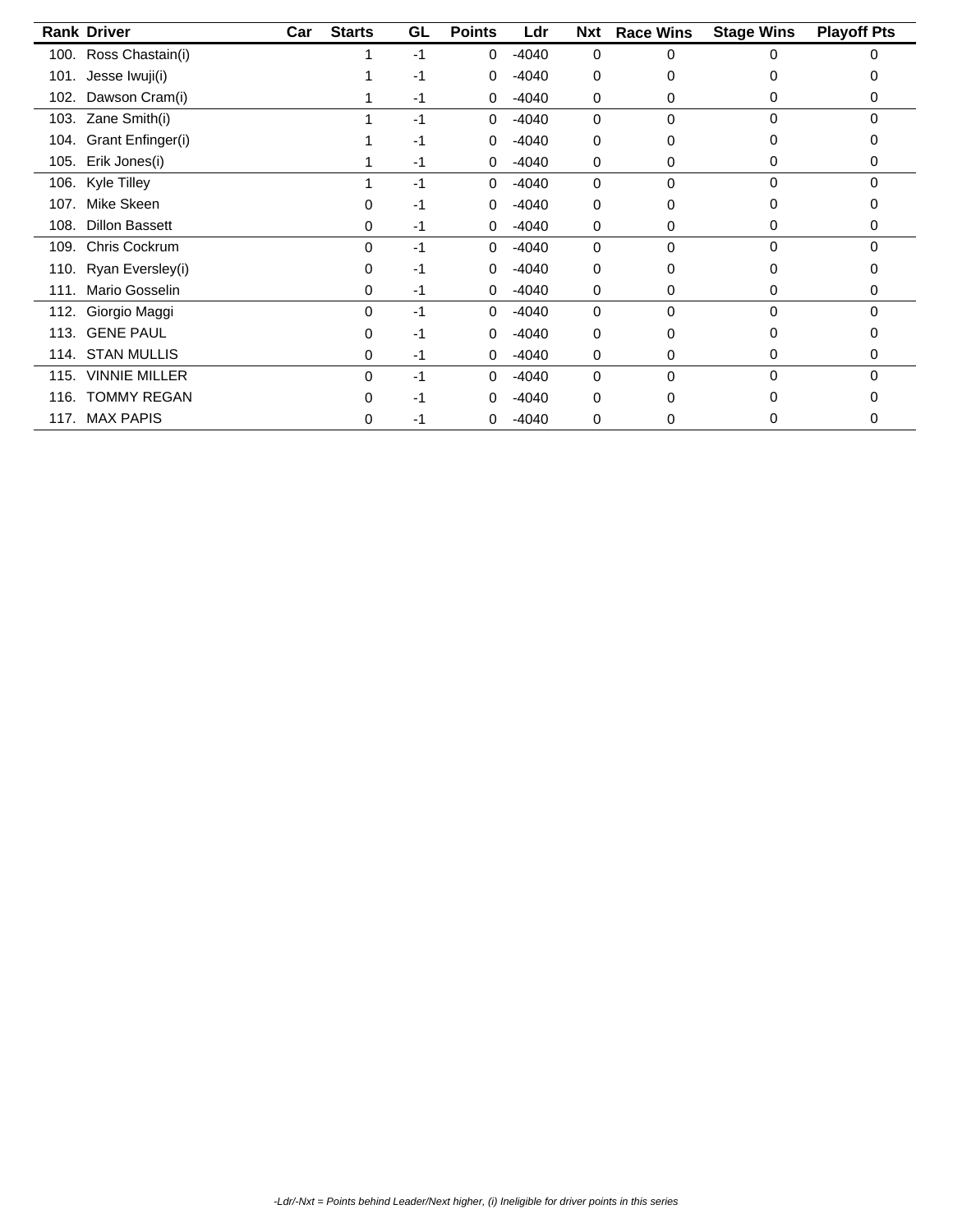| Rank | Driver | Car | Starts | GL | Points | Ldr | Nxt | Race Wins | Stage Wins | Playoff Pts |
|---|---|---|---|---|---|---|---|---|---|---|
| 100. | Ross Chastain(i) | | 1 | -1 | 0 | -4040 | 0 | 0 | 0 | 0 |
| 101. | Jesse Iwuji(i) | | 1 | -1 | 0 | -4040 | 0 | 0 | 0 | 0 |
| 102. | Dawson Cram(i) | | 1 | -1 | 0 | -4040 | 0 | 0 | 0 | 0 |
| 103. | Zane Smith(i) | | 1 | -1 | 0 | -4040 | 0 | 0 | 0 | 0 |
| 104. | Grant Enfinger(i) | | 1 | -1 | 0 | -4040 | 0 | 0 | 0 | 0 |
| 105. | Erik Jones(i) | | 1 | -1 | 0 | -4040 | 0 | 0 | 0 | 0 |
| 106. | Kyle Tilley | | 1 | -1 | 0 | -4040 | 0 | 0 | 0 | 0 |
| 107. | Mike Skeen | | 0 | -1 | 0 | -4040 | 0 | 0 | 0 | 0 |
| 108. | Dillon Bassett | | 0 | -1 | 0 | -4040 | 0 | 0 | 0 | 0 |
| 109. | Chris Cockrum | | 0 | -1 | 0 | -4040 | 0 | 0 | 0 | 0 |
| 110. | Ryan Eversley(i) | | 0 | -1 | 0 | -4040 | 0 | 0 | 0 | 0 |
| 111. | Mario Gosselin | | 0 | -1 | 0 | -4040 | 0 | 0 | 0 | 0 |
| 112. | Giorgio Maggi | | 0 | -1 | 0 | -4040 | 0 | 0 | 0 | 0 |
| 113. | GENE PAUL | | 0 | -1 | 0 | -4040 | 0 | 0 | 0 | 0 |
| 114. | STAN MULLIS | | 0 | -1 | 0 | -4040 | 0 | 0 | 0 | 0 |
| 115. | VINNIE MILLER | | 0 | -1 | 0 | -4040 | 0 | 0 | 0 | 0 |
| 116. | TOMMY REGAN | | 0 | -1 | 0 | -4040 | 0 | 0 | 0 | 0 |
| 117. | MAX PAPIS | | 0 | -1 | 0 | -4040 | 0 | 0 | 0 | 0 |

*-Ldr/-Nxt = Points behind Leader/Next higher, (i) Ineligible for driver points in this series*